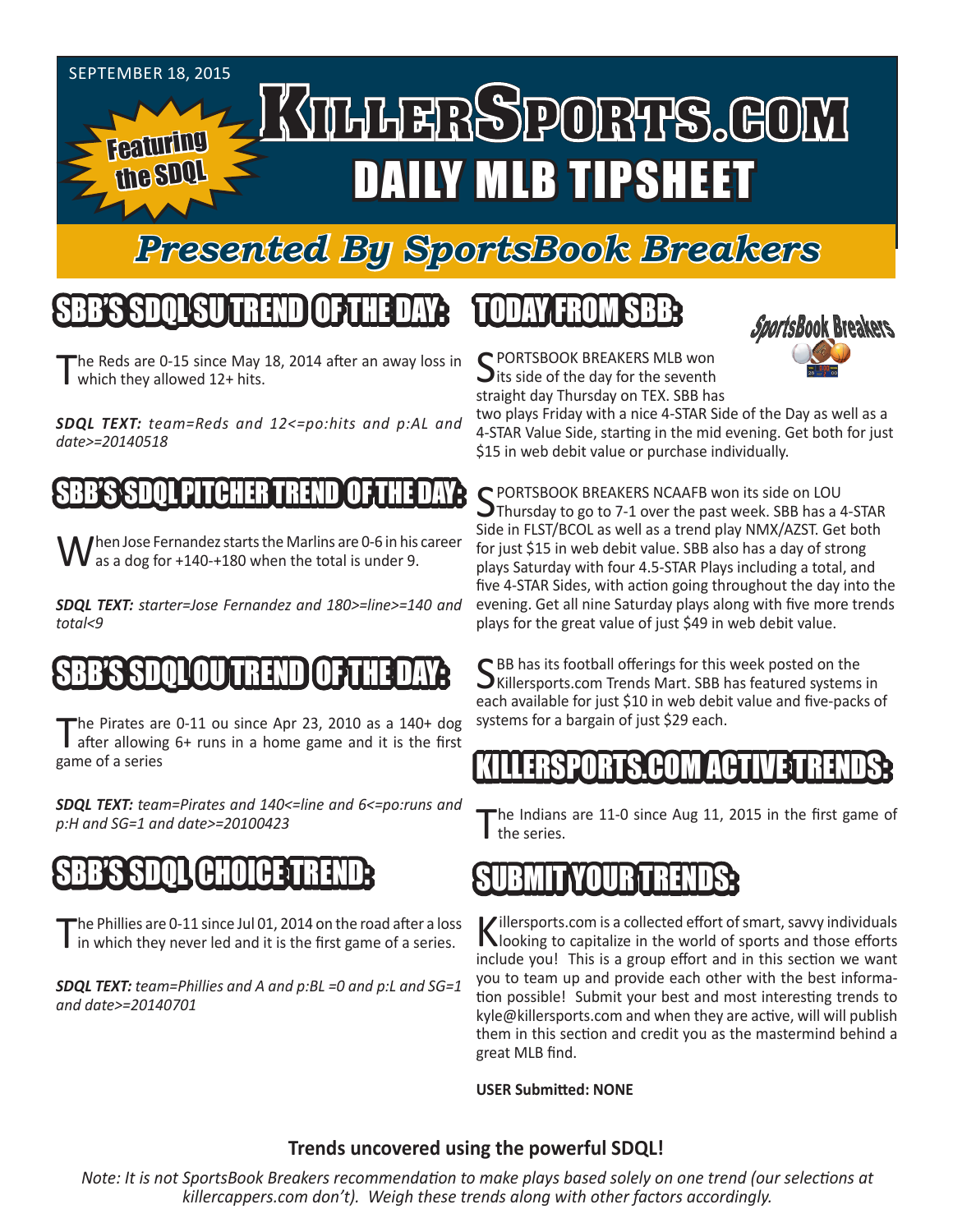SEPTEMBER 18, 2015

# KillerSports.com DAILY MLB TIPSHEET

Featuring the SDQL

## Presented By SportsBook Breakers

## SBB'S SDQL SU TREND OF THE DAY:

The Reds are 0-15 since May 18, 2014 after an away loss in which they allowed 12+ hits.

***SDQL TEXT:*** *team=Reds and 12<=po:hits and p:AL and date>=20140518*

## SBB'S SDQL PITCHER TREND OF THE DAY:

When Jose Fernandez starts the Marlins are 0-6 in his career as a dog for +140-+180 when the total is under 9.

***SDQL TEXT:*** *starter=Jose Fernandez and 180>=line>=140 and total<9*

## SBB'S SDQL OU TREND OF THE DAY:

The Pirates are 0-11 ou since Apr 23, 2010 as a 140+ dog after allowing 6+ runs in a home game and it is the first game of a series

***SDQL TEXT:*** *team=Pirates and 140<=line and 6<=po:runs and p:H and SG=1 and date>=20100423*

## SBB'S SDQL CHOICE TREND:

The Phillies are 0-11 since Jul 01, 2014 on the road after a loss in which they never led and it is the first game of a series.

***SDQL TEXT:*** *team=Phillies and A and p:BL =0 and p:L and SG=1 and date>=20140701*

## TODAY FROM SBB:

SportsBook Breakers

SPORTSBOOK BREAKERS MLB won its side of the day for the seventh straight day Thursday on TEX. SBB has two plays Friday with a nice 4-STAR Side of the Day as well as a 4-STAR Value Side, starting in the mid evening. Get both for just $15 in web debit value or purchase individually.

SPORTSBOOK BREAKERS NCAAFB won its side on LOU Thursday to go to 7-1 over the past week. SBB has a 4-STAR Side in FLST/BCOL as well as a trend play NMX/AZST. Get both for just $15 in web debit value. SBB also has a day of strong plays Saturday with four 4.5-STAR Plays including a total, and five 4-STAR Sides, with action going throughout the day into the evening. Get all nine Saturday plays along with five more trends plays for the great value of just $49 in web debit value.

SBB has its football offerings for this week posted on the Killersports.com Trends Mart. SBB has featured systems in each available for just $10 in web debit value and five-packs of systems for a bargain of just $29 each.

## KILLERSPORTS.COM ACTIVE TRENDS:

The Indians are 11-0 since Aug 11, 2015 in the first game of the series.

## SUBMIT YOUR TRENDS:

Killersports.com is a collected effort of smart, savvy individuals looking to capitalize in the world of sports and those efforts include you! This is a group effort and in this section we want you to team up and provide each other with the best information possible! Submit your best and most interesting trends to kyle@killersports.com and when they are active, will will publish them in this section and credit you as the mastermind behind a great MLB find.

**USER Submitted: NONE**

**Trends uncovered using the powerful SDQL!**

*Note: It is not SportsBook Breakers recommendation to make plays based solely on one trend (our selections at killercappers.com don't). Weigh these trends along with other factors accordingly.*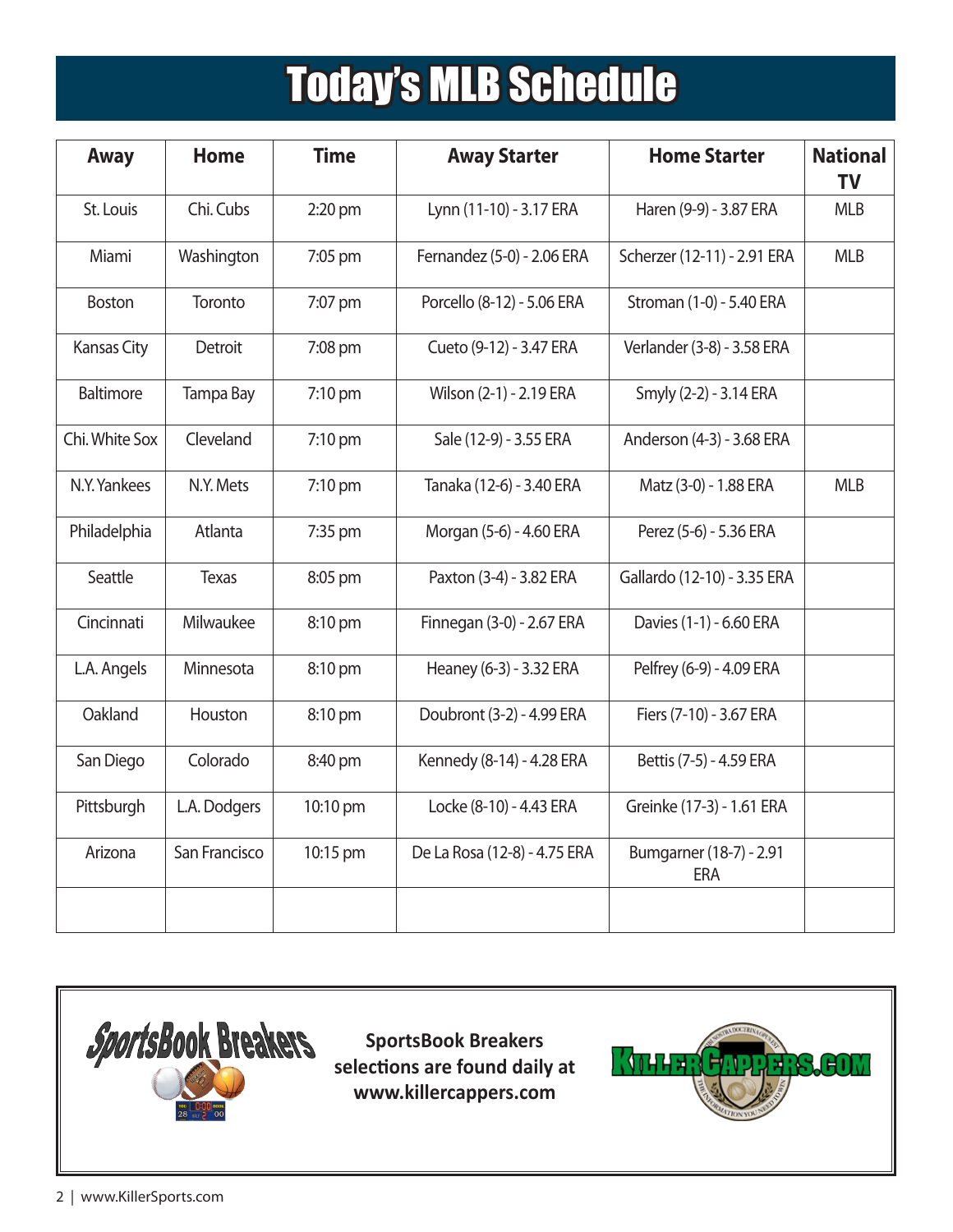# Today's MLB Schedule

| Away | Home | Time | Away Starter | Home Starter | National TV |
|---|---|---|---|---|---|
| St. Louis | Chi. Cubs | 2:20 pm | Lynn (11-10) - 3.17 ERA | Haren (9-9) - 3.87 ERA | MLB |
| Miami | Washington | 7:05 pm | Fernandez (5-0) - 2.06 ERA | Scherzer (12-11) - 2.91 ERA | MLB |
| Boston | Toronto | 7:07 pm | Porcello (8-12) - 5.06 ERA | Stroman (1-0) - 5.40 ERA | |
| Kansas City | Detroit | 7:08 pm | Cueto (9-12) - 3.47 ERA | Verlander (3-8) - 3.58 ERA | |
| Baltimore | Tampa Bay | 7:10 pm | Wilson (2-1) - 2.19 ERA | Smyly (2-2) - 3.14 ERA | |
| Chi. White Sox | Cleveland | 7:10 pm | Sale (12-9) - 3.55 ERA | Anderson (4-3) - 3.68 ERA | |
| N.Y. Yankees | N.Y. Mets | 7:10 pm | Tanaka (12-6) - 3.40 ERA | Matz (3-0) - 1.88 ERA | MLB |
| Philadelphia | Atlanta | 7:35 pm | Morgan (5-6) - 4.60 ERA | Perez (5-6) - 5.36 ERA | |
| Seattle | Texas | 8:05 pm | Paxton (3-4) - 3.82 ERA | Gallardo (12-10) - 3.35 ERA | |
| Cincinnati | Milwaukee | 8:10 pm | Finnegan (3-0) - 2.67 ERA | Davies (1-1) - 6.60 ERA | |
| L.A. Angels | Minnesota | 8:10 pm | Heaney (6-3) - 3.32 ERA | Pelfrey (6-9) - 4.09 ERA | |
| Oakland | Houston | 8:10 pm | Doubront (3-2) - 4.99 ERA | Fiers (7-10) - 3.67 ERA | |
| San Diego | Colorado | 8:40 pm | Kennedy (8-14) - 4.28 ERA | Bettis (7-5) - 4.59 ERA | |
| Pittsburgh | L.A. Dodgers | 10:10 pm | Locke (8-10) - 4.43 ERA | Greinke (17-3) - 1.61 ERA | |
| Arizona | San Francisco | 10:15 pm | De La Rosa (12-8) - 4.75 ERA | Bumgarner (18-7) - 2.91 ERA | |
| | | | | | |

SportsBook Breakers

**SportsBook Breakers selections are found daily at www.killercappers.com**

KILLERCAPPERS.COM